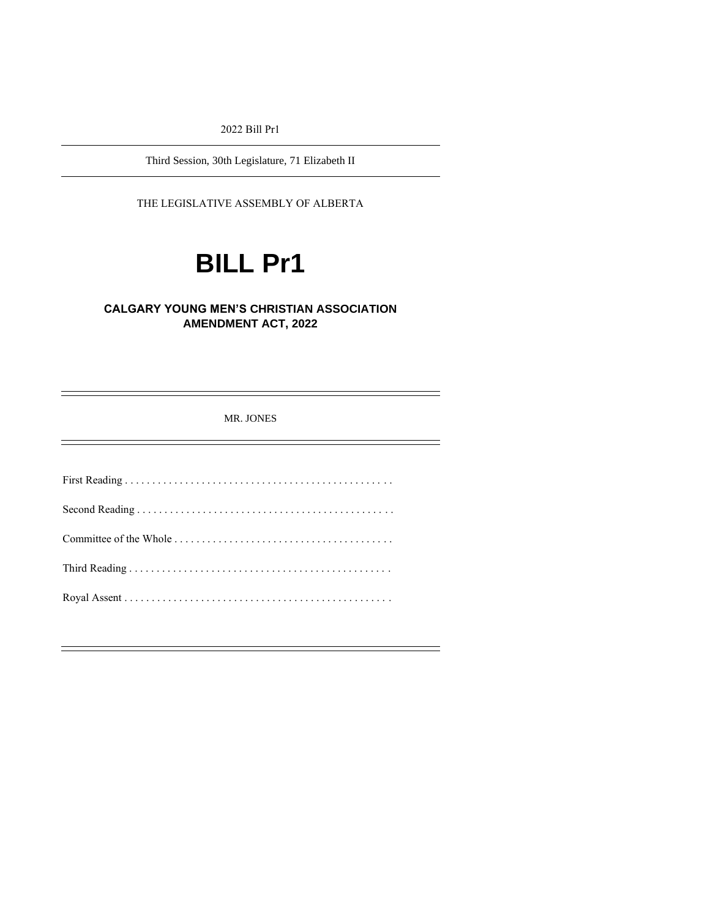2022 Bill Pr1

---

Third Session, 30th Legislature, 71 Elizabeth II

---

THE LEGISLATIVE ASSEMBLY OF ALBERTA

# BILL Pr1

## CALGARY YOUNG MEN'S CHRISTIAN ASSOCIATION AMENDMENT ACT, 2022

---

MR. JONES

---

First Reading . . . . . . . . . . . . . . . . . . . . . . . . . . . . . . . . . . . . . . . . . . . . . . . .

Second Reading . . . . . . . . . . . . . . . . . . . . . . . . . . . . . . . . . . . . . . . . . . . . . .

Committee of the Whole . . . . . . . . . . . . . . . . . . . . . . . . . . . . . . . . . . . . . . .

Third Reading . . . . . . . . . . . . . . . . . . . . . . . . . . . . . . . . . . . . . . . . . . . . . . .

Royal Assent . . . . . . . . . . . . . . . . . . . . . . . . . . . . . . . . . . . . . . . . . . . . . . . .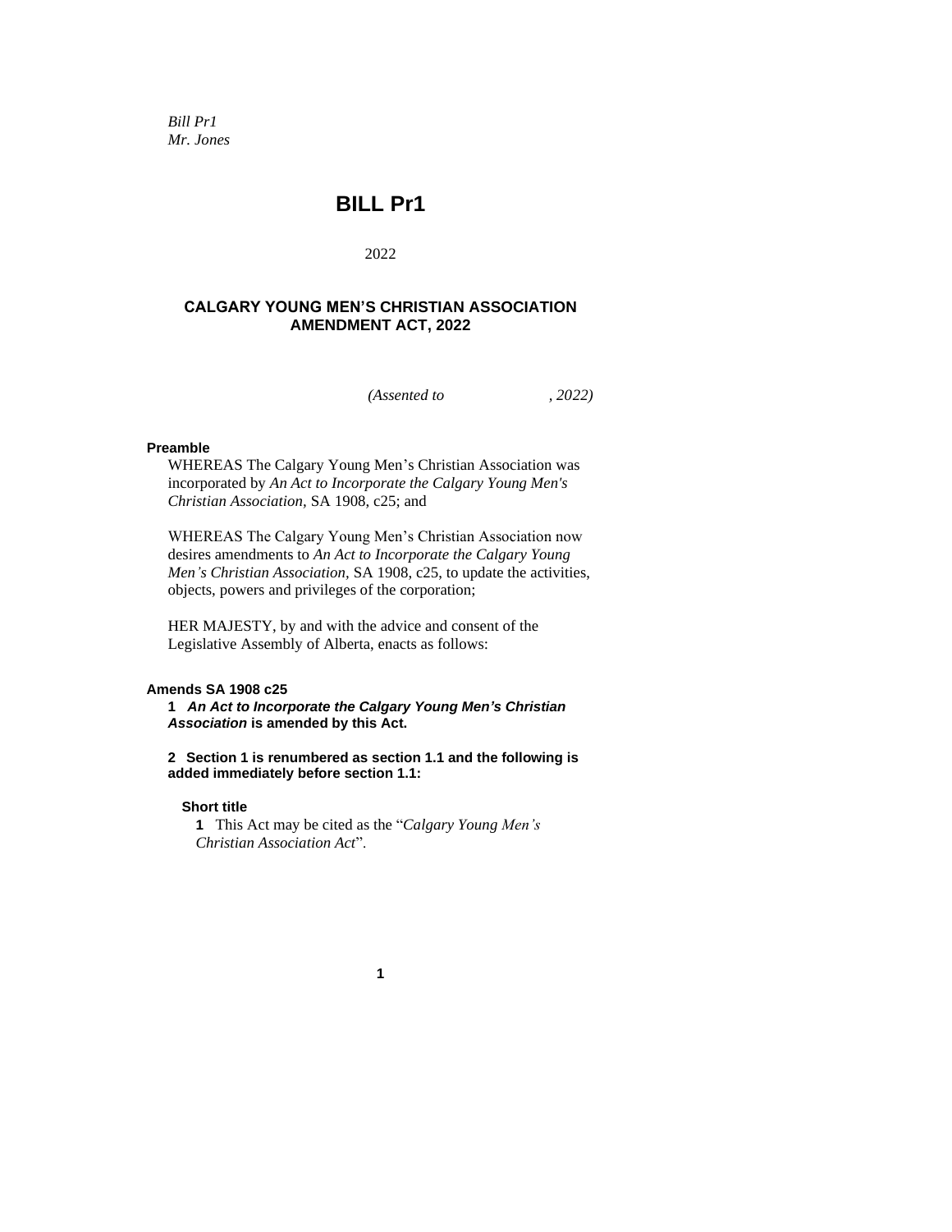*Bill Pr1*
*Mr. Jones*

# BILL Pr1

2022

## CALGARY YOUNG MEN'S CHRISTIAN ASSOCIATION AMENDMENT ACT, 2022

*(Assented to , 2022)*

**Preamble**

WHEREAS The Calgary Young Men's Christian Association was incorporated by *An Act to Incorporate the Calgary Young Men's Christian Association,* SA 1908, c25; and

WHEREAS The Calgary Young Men's Christian Association now desires amendments to *An Act to Incorporate the Calgary Young Men's Christian Association,* SA 1908, c25, to update the activities, objects, powers and privileges of the corporation;

HER MAJESTY, by and with the advice and consent of the Legislative Assembly of Alberta, enacts as follows:

**Amends SA 1908 c25**

**1** ***An Act to Incorporate the Calgary Young Men's Christian Association*** **is amended by this Act.**

**2 Section 1 is renumbered as section 1.1 and the following is added immediately before section 1.1:**

**Short title**

**1** This Act may be cited as the "*Calgary Young Men's Christian Association Act*".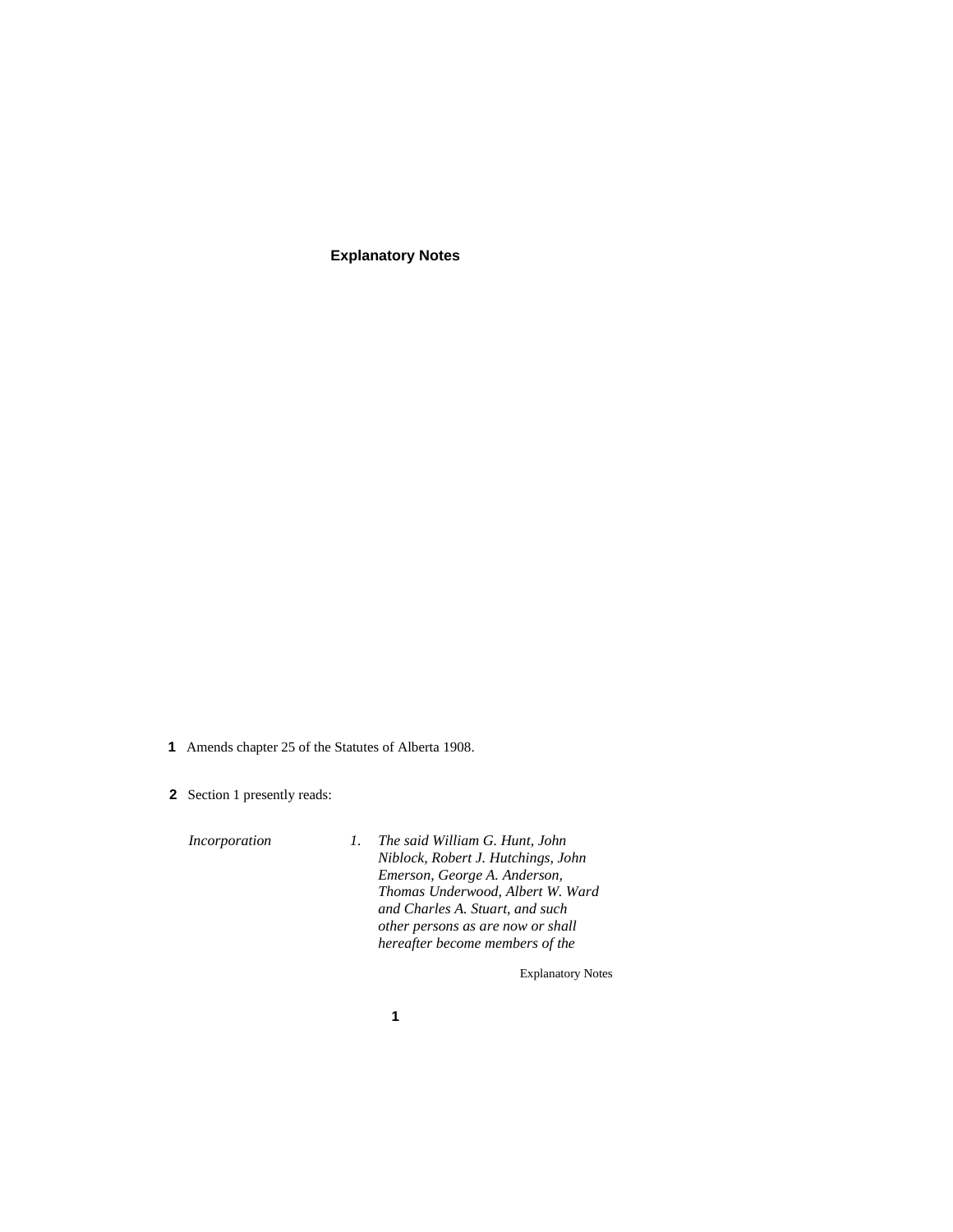**Explanatory Notes**

**1** Amends chapter 25 of the Statutes of Alberta 1908.

**2** Section 1 presently reads:

*Incorporation* *1. The said William G. Hunt, John Niblock, Robert J. Hutchings, John Emerson, George A. Anderson, Thomas Underwood, Albert W. Ward and Charles A. Stuart, and such other persons as are now or shall hereafter become members of the*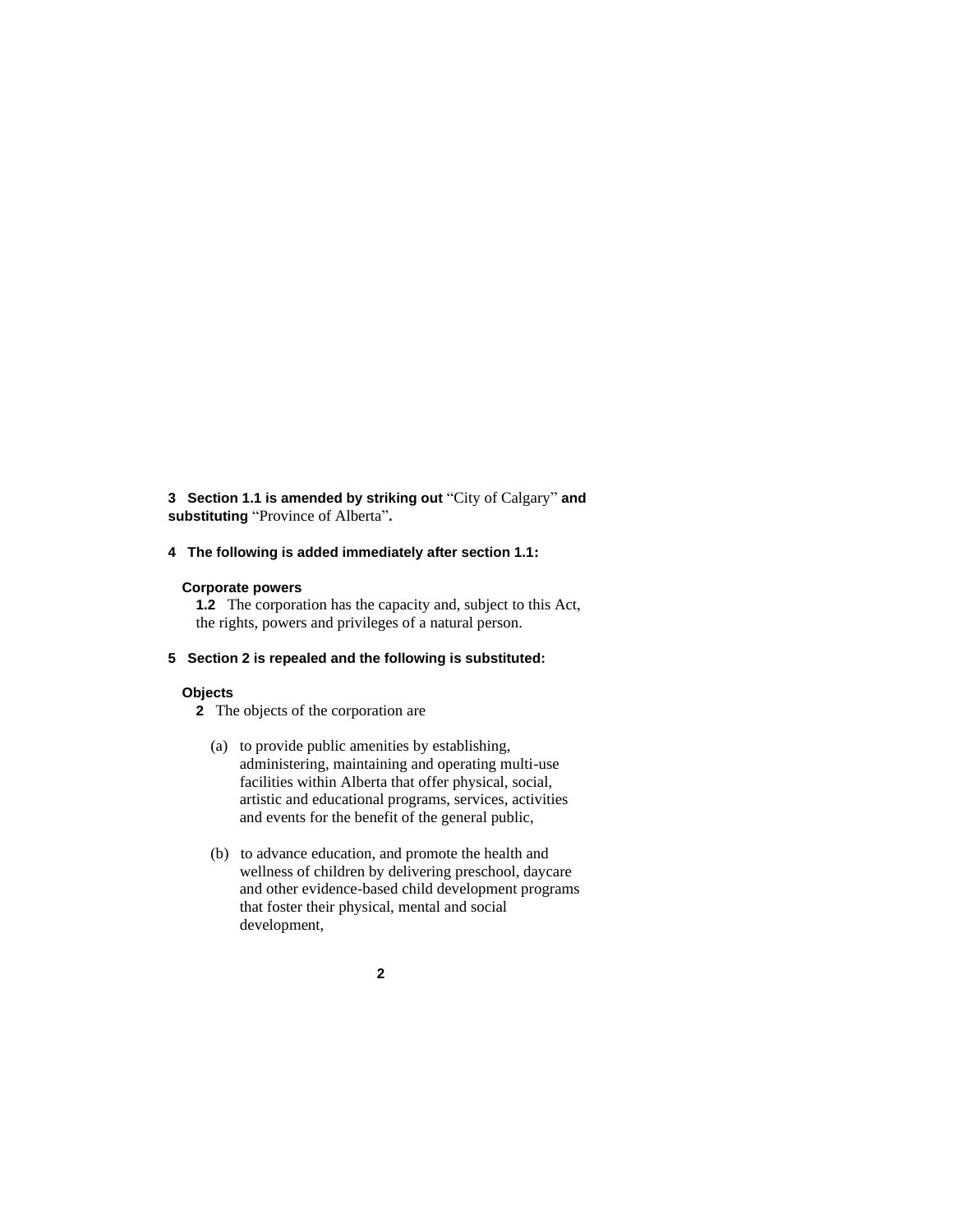**3 Section 1.1 is amended by striking out** "City of Calgary" **and substituting** "Province of Alberta"**.**

**4 The following is added immediately after section 1.1:**

**Corporate powers**

**1.2** The corporation has the capacity and, subject to this Act, the rights, powers and privileges of a natural person.

**5 Section 2 is repealed and the following is substituted:**

**Objects**

**2** The objects of the corporation are

(a) to provide public amenities by establishing, administering, maintaining and operating multi-use facilities within Alberta that offer physical, social, artistic and educational programs, services, activities and events for the benefit of the general public,

(b) to advance education, and promote the health and wellness of children by delivering preschool, daycare and other evidence-based child development programs that foster their physical, mental and social development,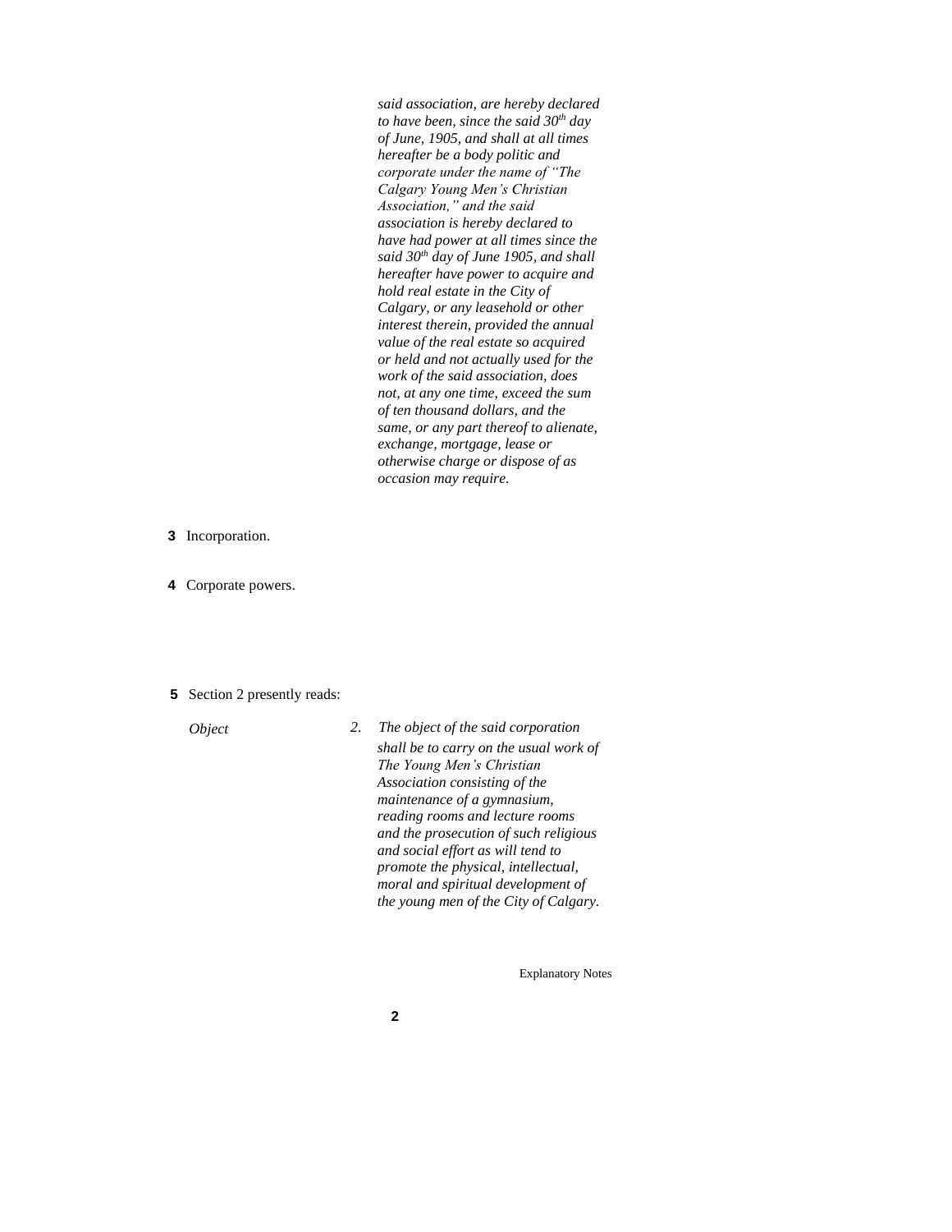*said association, are hereby declared to have been, since the said 30th day of June, 1905, and shall at all times hereafter be a body politic and corporate under the name of "The Calgary Young Men's Christian Association," and the said association is hereby declared to have had power at all times since the said 30th day of June 1905, and shall hereafter have power to acquire and hold real estate in the City of Calgary, or any leasehold or other interest therein, provided the annual value of the real estate so acquired or held and not actually used for the work of the said association, does not, at any one time, exceed the sum of ten thousand dollars, and the same, or any part thereof to alienate, exchange, mortgage, lease or otherwise charge or dispose of as occasion may require.*

**3** Incorporation.

**4** Corporate powers.

**5** Section 2 presently reads:

*Object* — *2. The object of the said corporation shall be to carry on the usual work of The Young Men's Christian Association consisting of the maintenance of a gymnasium, reading rooms and lecture rooms and the prosecution of such religious and social effort as will tend to promote the physical, intellectual, moral and spiritual development of the young men of the City of Calgary.*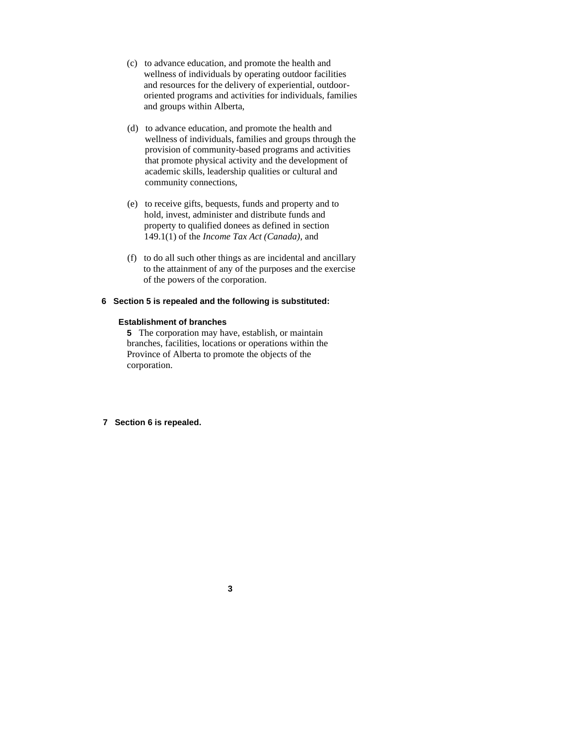(c) to advance education, and promote the health and wellness of individuals by operating outdoor facilities and resources for the delivery of experiential, outdoor-oriented programs and activities for individuals, families and groups within Alberta,

(d) to advance education, and promote the health and wellness of individuals, families and groups through the provision of community-based programs and activities that promote physical activity and the development of academic skills, leadership qualities or cultural and community connections,

(e) to receive gifts, bequests, funds and property and to hold, invest, administer and distribute funds and property to qualified donees as defined in section 149.1(1) of the *Income Tax Act (Canada)*, and

(f) to do all such other things as are incidental and ancillary to the attainment of any of the purposes and the exercise of the powers of the corporation.

**6 Section 5 is repealed and the following is substituted:**

**Establishment of branches**

**5** The corporation may have, establish, or maintain branches, facilities, locations or operations within the Province of Alberta to promote the objects of the corporation.

**7 Section 6 is repealed.**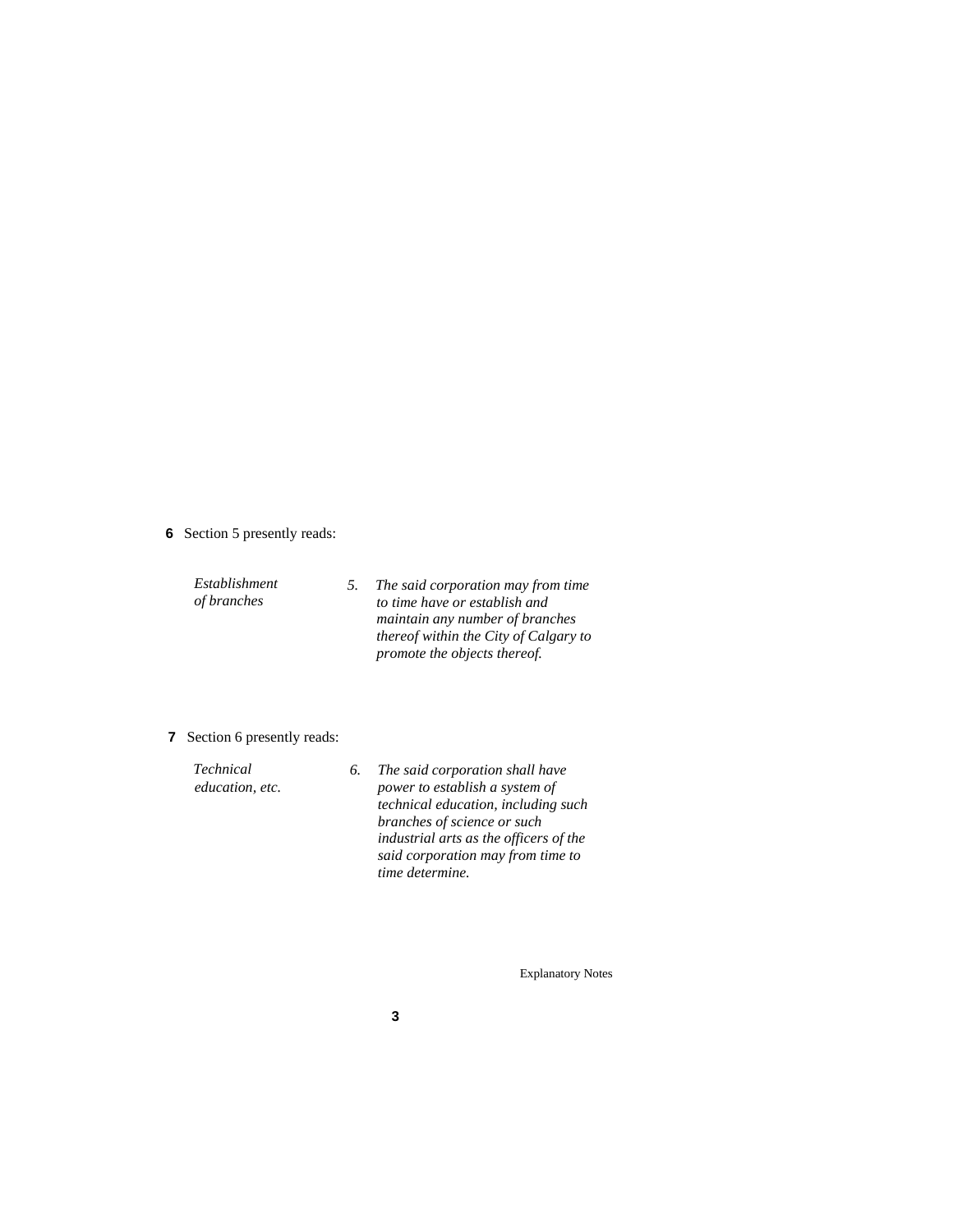**6** Section 5 presently reads:

*Establishment of branches*

*5. The said corporation may from time to time have or establish and maintain any number of branches thereof within the City of Calgary to promote the objects thereof.*

**7** Section 6 presently reads:

*Technical education, etc.*

*6. The said corporation shall have power to establish a system of technical education, including such branches of science or such industrial arts as the officers of the said corporation may from time to time determine.*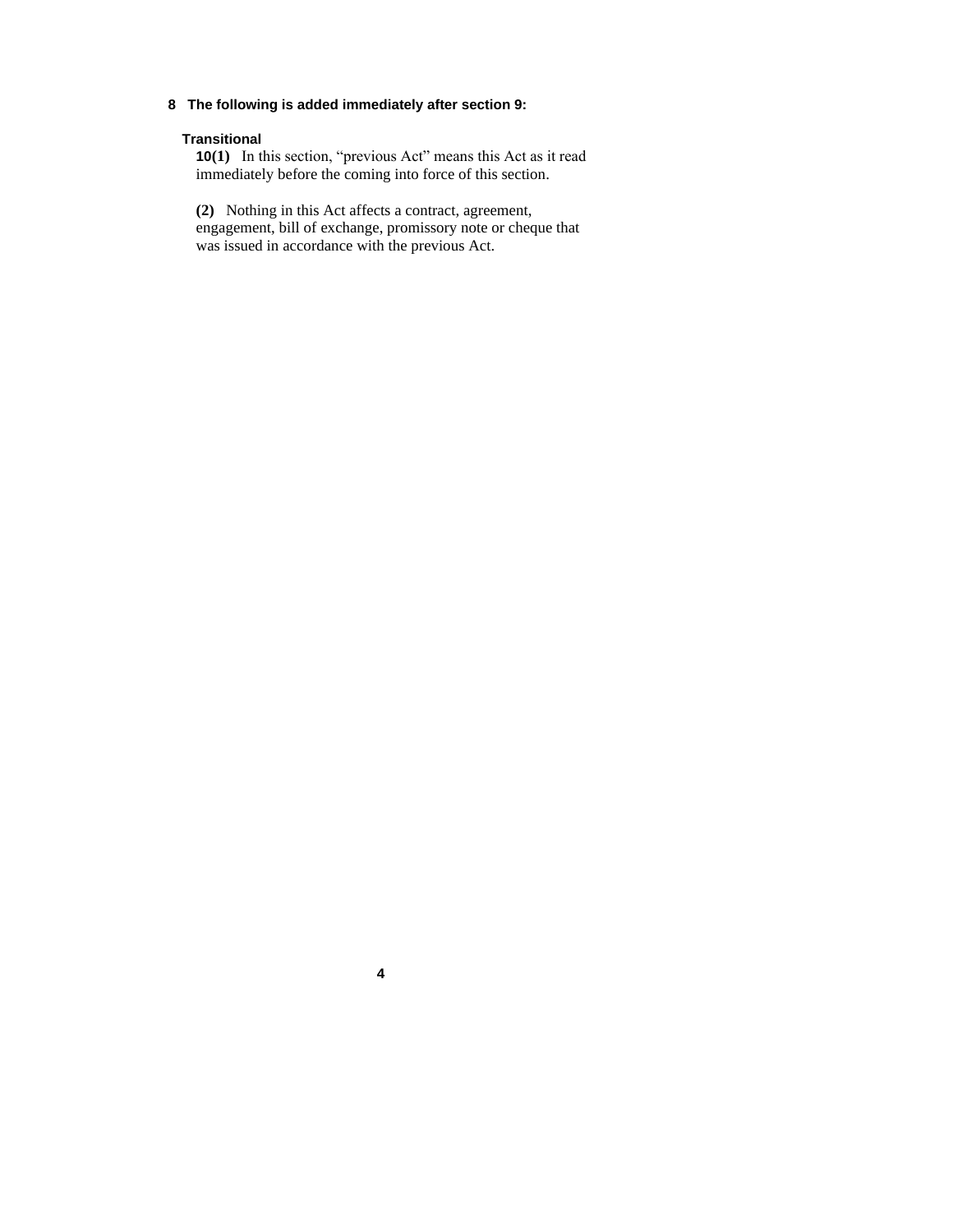**8 The following is added immediately after section 9:**

**Transitional**

**10(1)** In this section, "previous Act" means this Act as it read immediately before the coming into force of this section.

**(2)** Nothing in this Act affects a contract, agreement, engagement, bill of exchange, promissory note or cheque that was issued in accordance with the previous Act.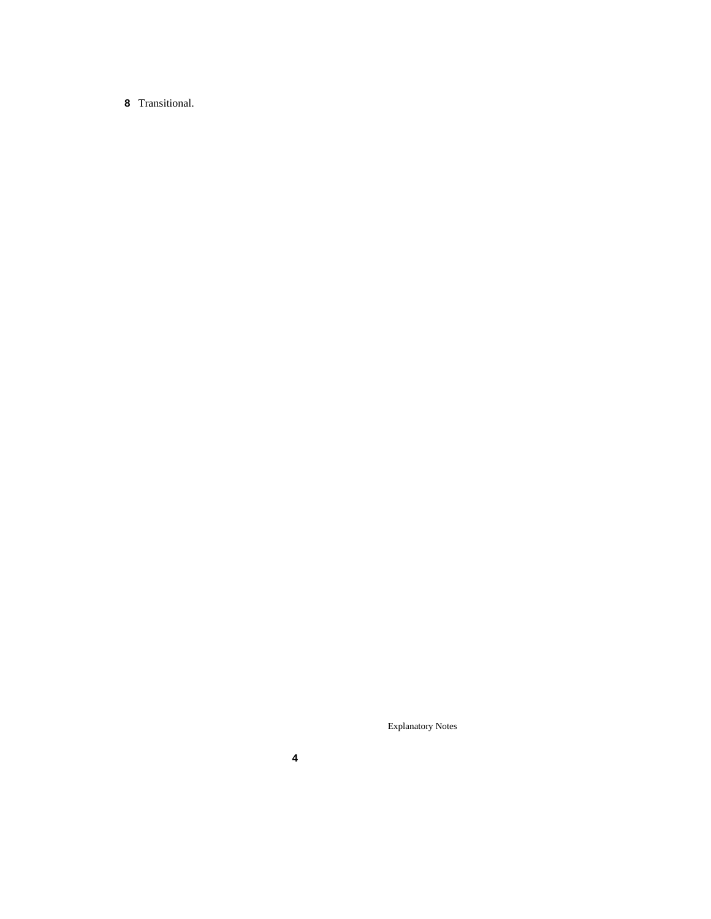**8** Transitional.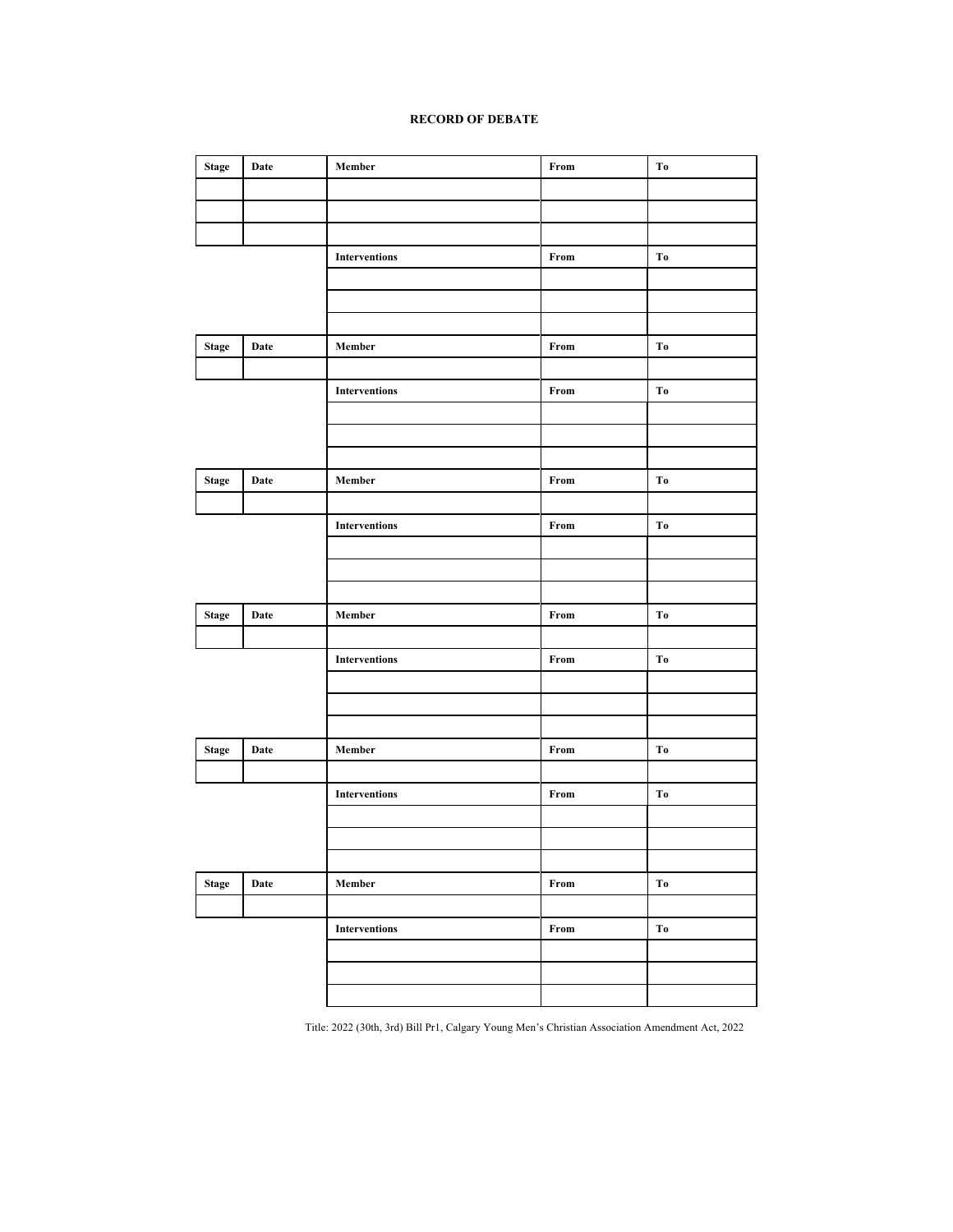**RECORD OF DEBATE**

| Stage | Date | Member | From | To |
|---|---|---|---|---|
| | | | | |
| | | | | |
| | | | | |
| | | Interventions | From | To |
| | | | | |
| | | | | |
| | | | | |
| Stage | Date | Member | From | To |
| | | | | |
| | | Interventions | From | To |
| | | | | |
| | | | | |
| | | | | |
| Stage | Date | Member | From | To |
| | | | | |
| | | Interventions | From | To |
| | | | | |
| | | | | |
| | | | | |
| Stage | Date | Member | From | To |
| | | | | |
| | | Interventions | From | To |
| | | | | |
| | | | | |
| | | | | |
| Stage | Date | Member | From | To |
| | | | | |
| | | Interventions | From | To |
| | | | | |
| | | | | |
| | | | | |
| Stage | Date | Member | From | To |
| | | | | |
| | | Interventions | From | To |
| | | | | |
| | | | | |
| | | | | |

Title: 2022 (30th, 3rd) Bill Pr1, Calgary Young Men's Christian Association Amendment Act, 2022